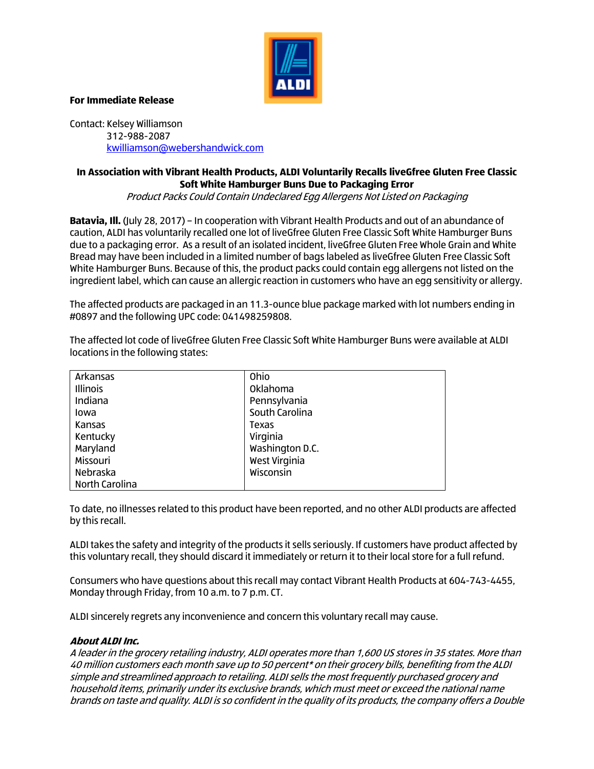**For Immediate Release**

Contact: Kelsey Williamson
312-988-2087
kwilliamson@webershandwick.com

## In Association with Vibrant Health Products, ALDI Voluntarily Recalls liveGfree Gluten Free Classic Soft White Hamburger Buns Due to Packaging Error

*Product Packs Could Contain Undeclared Egg Allergens Not Listed on Packaging*

**Batavia, Ill.** (July 28, 2017) – In cooperation with Vibrant Health Products and out of an abundance of caution, ALDI has voluntarily recalled one lot of liveGfree Gluten Free Classic Soft White Hamburger Buns due to a packaging error. As a result of an isolated incident, liveGfree Gluten Free Whole Grain and White Bread may have been included in a limited number of bags labeled as liveGfree Gluten Free Classic Soft White Hamburger Buns. Because of this, the product packs could contain egg allergens not listed on the ingredient label, which can cause an allergic reaction in customers who have an egg sensitivity or allergy.

The affected products are packaged in an 11.3-ounce blue package marked with lot numbers ending in #0897 and the following UPC code: 041498259808.

The affected lot code of liveGfree Gluten Free Classic Soft White Hamburger Buns were available at ALDI locations in the following states:

| | |
|---|---|
| Arkansas | Ohio |
| Illinois | Oklahoma |
| Indiana | Pennsylvania |
| Iowa | South Carolina |
| Kansas | Texas |
| Kentucky | Virginia |
| Maryland | Washington D.C. |
| Missouri | West Virginia |
| Nebraska | Wisconsin |
| North Carolina | |

To date, no illnesses related to this product have been reported, and no other ALDI products are affected by this recall.

ALDI takes the safety and integrity of the products it sells seriously. If customers have product affected by this voluntary recall, they should discard it immediately or return it to their local store for a full refund.

Consumers who have questions about this recall may contact Vibrant Health Products at 604-743-4455, Monday through Friday, from 10 a.m. to 7 p.m. CT.

ALDI sincerely regrets any inconvenience and concern this voluntary recall may cause.

***About ALDI Inc.***

*A leader in the grocery retailing industry, ALDI operates more than 1,600 US stores in 35 states. More than 40 million customers each month save up to 50 percent* on their grocery bills, benefiting from the ALDI simple and streamlined approach to retailing. ALDI sells the most frequently purchased grocery and household items, primarily under its exclusive brands, which must meet or exceed the national name brands on taste and quality. ALDI is so confident in the quality of its products, the company offers a Double*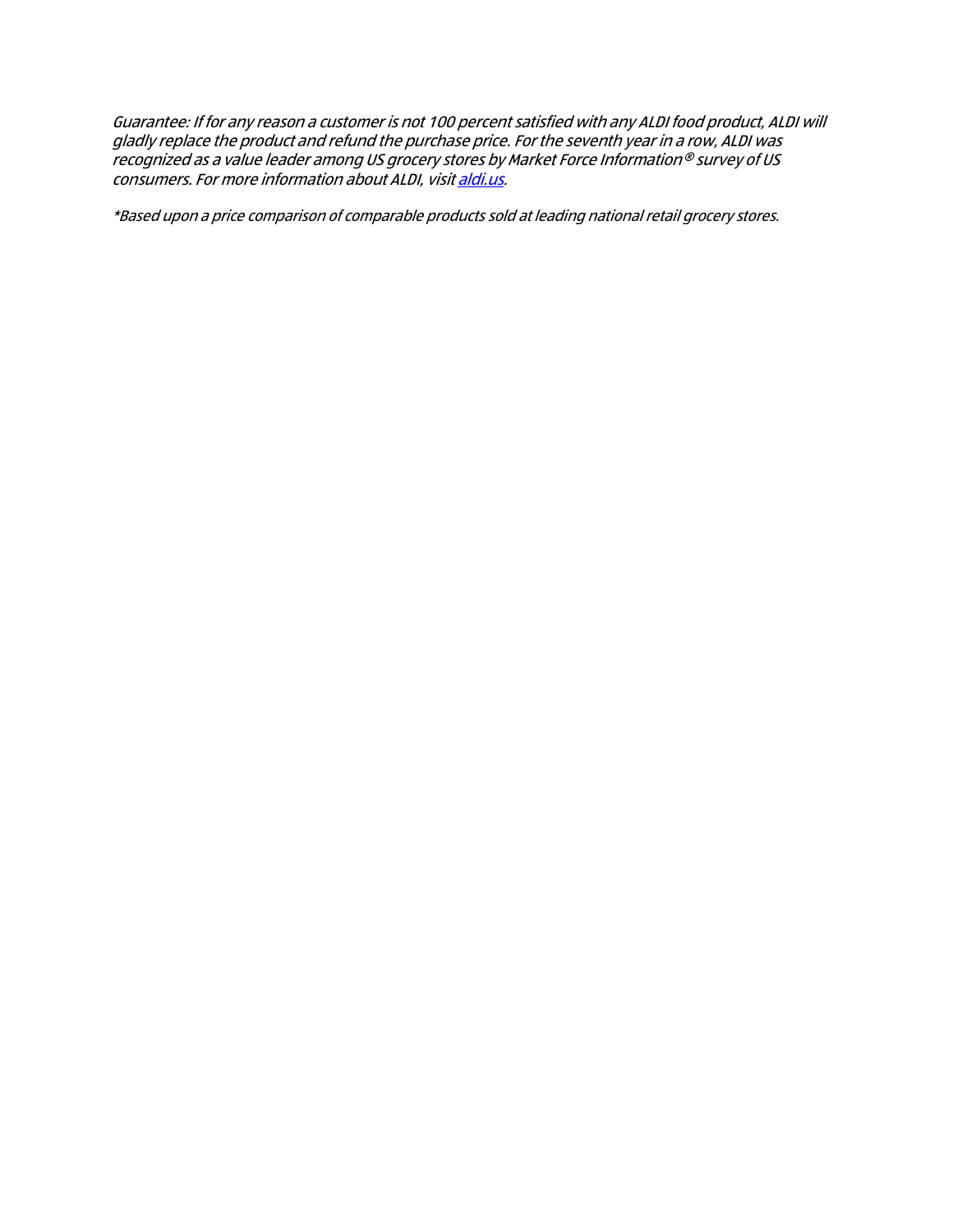*Guarantee: If for any reason a customer is not 100 percent satisfied with any ALDI food product, ALDI will gladly replace the product and refund the purchase price. For the seventh year in a row, ALDI was recognized as a value leader among US grocery stores by Market Force Information® survey of US consumers. For more information about ALDI, visit [aldi.us](aldi.us).*

*\*Based upon a price comparison of comparable products sold at leading national retail grocery stores.*